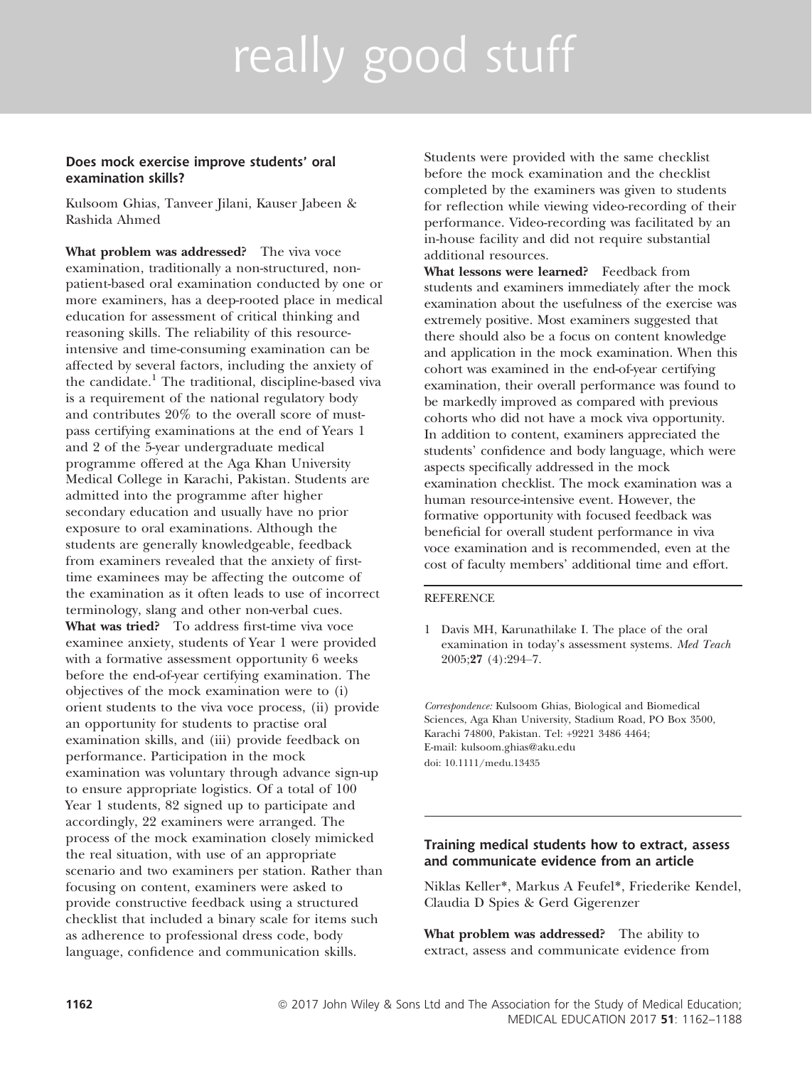# really good stuff

## Does mock exercise improve students' oral examination skills?

Kulsoom Ghias, Tanveer Jilani, Kauser Jabeen & Rashida Ahmed

**What problem was addressed?** The viva voce examination, traditionally a non-structured, non-patient-based oral examination conducted by one or more examiners, has a deep-rooted place in medical education for assessment of critical thinking and reasoning skills. The reliability of this resource-intensive and time-consuming examination can be affected by several factors, including the anxiety of the candidate.[1] The traditional, discipline-based viva is a requirement of the national regulatory body and contributes 20% to the overall score of must-pass certifying examinations at the end of Years 1 and 2 of the 5-year undergraduate medical programme offered at the Aga Khan University Medical College in Karachi, Pakistan. Students are admitted into the programme after higher secondary education and usually have no prior exposure to oral examinations. Although the students are generally knowledgeable, feedback from examiners revealed that the anxiety of first-time examinees may be affecting the outcome of the examination as it often leads to use of incorrect terminology, slang and other non-verbal cues.

**What was tried?** To address first-time viva voce examinee anxiety, students of Year 1 were provided with a formative assessment opportunity 6 weeks before the end-of-year certifying examination. The objectives of the mock examination were to (i) orient students to the viva voce process, (ii) provide an opportunity for students to practise oral examination skills, and (iii) provide feedback on performance. Participation in the mock examination was voluntary through advance sign-up to ensure appropriate logistics. Of a total of 100 Year 1 students, 82 signed up to participate and accordingly, 22 examiners were arranged. The process of the mock examination closely mimicked the real situation, with use of an appropriate scenario and two examiners per station. Rather than focusing on content, examiners were asked to provide constructive feedback using a structured checklist that included a binary scale for items such as adherence to professional dress code, body language, confidence and communication skills. Students were provided with the same checklist before the mock examination and the checklist completed by the examiners was given to students for reflection while viewing video-recording of their performance. Video-recording was facilitated by an in-house facility and did not require substantial additional resources.

**What lessons were learned?** Feedback from students and examiners immediately after the mock examination about the usefulness of the exercise was extremely positive. Most examiners suggested that there should also be a focus on content knowledge and application in the mock examination. When this cohort was examined in the end-of-year certifying examination, their overall performance was found to be markedly improved as compared with previous cohorts who did not have a mock viva opportunity. In addition to content, examiners appreciated the students' confidence and body language, which were aspects specifically addressed in the mock examination checklist. The mock examination was a human resource-intensive event. However, the formative opportunity with focused feedback was beneficial for overall student performance in viva voce examination and is recommended, even at the cost of faculty members' additional time and effort.

### REFERENCE

1 Davis MH, Karunathilake I. The place of the oral examination in today's assessment systems. *Med Teach* 2005;**27** (4):294–7.

*Correspondence:* Kulsoom Ghias, Biological and Biomedical Sciences, Aga Khan University, Stadium Road, PO Box 3500, Karachi 74800, Pakistan. Tel: +9221 3486 4464; E-mail: kulsoom.ghias@aku.edu
doi: 10.1111/medu.13435

## Training medical students how to extract, assess and communicate evidence from an article

Niklas Keller*, Markus A Feufel*, Friederike Kendel, Claudia D Spies & Gerd Gigerenzer

**What problem was addressed?** The ability to extract, assess and communicate evidence from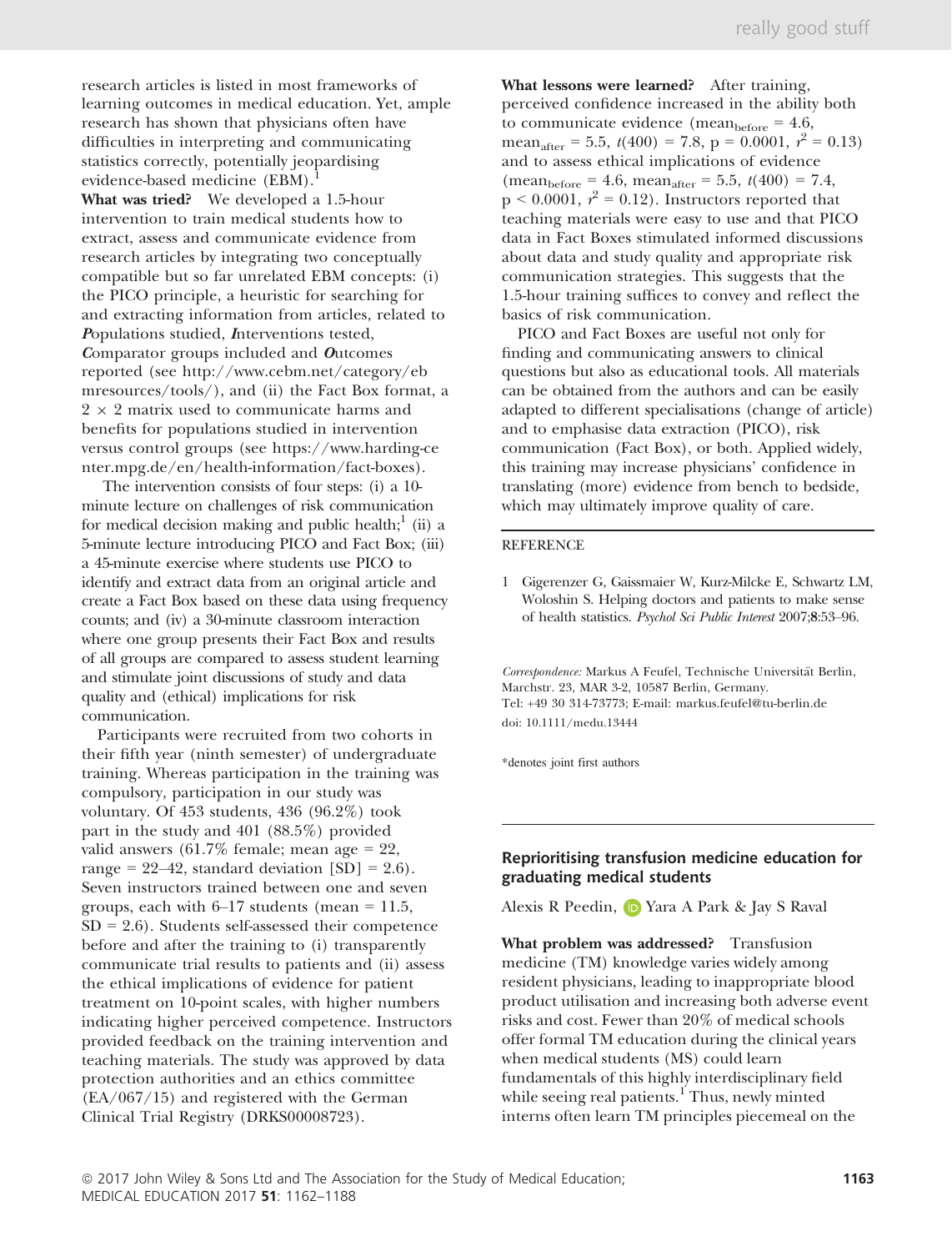research articles is listed in most frameworks of learning outcomes in medical education. Yet, ample research has shown that physicians often have difficulties in interpreting and communicating statistics correctly, potentially jeopardising evidence-based medicine (EBM).[1]

**What was tried?** We developed a 1.5-hour intervention to train medical students how to extract, assess and communicate evidence from research articles by integrating two conceptually compatible but so far unrelated EBM concepts: (i) the PICO principle, a heuristic for searching for and extracting information from articles, related to ***P***opulations studied, ***I***nterventions tested, ***C***omparator groups included and ***O***utcomes reported (see http://www.cebm.net/category/ebmresources/tools/), and (ii) the Fact Box format, a 2 × 2 matrix used to communicate harms and benefits for populations studied in intervention versus control groups (see https://www.harding-center.mpg.de/en/health-information/fact-boxes).

The intervention consists of four steps: (i) a 10-minute lecture on challenges of risk communication for medical decision making and public health;[1] (ii) a 5-minute lecture introducing PICO and Fact Box; (iii) a 45-minute exercise where students use PICO to identify and extract data from an original article and create a Fact Box based on these data using frequency counts; and (iv) a 30-minute classroom interaction where one group presents their Fact Box and results of all groups are compared to assess student learning and stimulate joint discussions of study and data quality and (ethical) implications for risk communication.

Participants were recruited from two cohorts in their fifth year (ninth semester) of undergraduate training. Whereas participation in the training was compulsory, participation in our study was voluntary. Of 453 students, 436 (96.2%) took part in the study and 401 (88.5%) provided valid answers (61.7% female; mean age = 22, range = 22–42, standard deviation [SD] = 2.6). Seven instructors trained between one and seven groups, each with 6–17 students (mean = 11.5, SD = 2.6). Students self-assessed their competence before and after the training to (i) transparently communicate trial results to patients and (ii) assess the ethical implications of evidence for patient treatment on 10-point scales, with higher numbers indicating higher perceived competence. Instructors provided feedback on the training intervention and teaching materials. The study was approved by data protection authorities and an ethics committee (EA/067/15) and registered with the German Clinical Trial Registry (DRKS00008723).

**What lessons were learned?** After training, perceived confidence increased in the ability both to communicate evidence ($mean_{before}$ = 4.6, $mean_{after}$ = 5.5, $t(400) = 7.8$, $p = 0.0001$, $r^2 = 0.13$) and to assess ethical implications of evidence ($mean_{before}$ = 4.6, $mean_{after}$ = 5.5, $t(400) = 7.4$, $p < 0.0001$, $r^2 = 0.12$). Instructors reported that teaching materials were easy to use and that PICO data in Fact Boxes stimulated informed discussions about data and study quality and appropriate risk communication strategies. This suggests that the 1.5-hour training suffices to convey and reflect the basics of risk communication.

PICO and Fact Boxes are useful not only for finding and communicating answers to clinical questions but also as educational tools. All materials can be obtained from the authors and can be easily adapted to different specialisations (change of article) and to emphasise data extraction (PICO), risk communication (Fact Box), or both. Applied widely, this training may increase physicians' confidence in translating (more) evidence from bench to bedside, which may ultimately improve quality of care.

REFERENCE

1 Gigerenzer G, Gaissmaier W, Kurz-Milcke E, Schwartz LM, Woloshin S. Helping doctors and patients to make sense of health statistics. *Psychol Sci Public Interest* 2007;**8**:53–96.

*Correspondence:* Markus A Feufel, Technische Universität Berlin, Marchstr. 23, MAR 3-2, 10587 Berlin, Germany.
Tel: +49 30 314-73773; E-mail: markus.feufel@tu-berlin.de
doi: 10.1111/medu.13444

*denotes joint first authors

## Reprioritising transfusion medicine education for graduating medical students

Alexis R Peedin, Yara A Park & Jay S Raval

**What problem was addressed?** Transfusion medicine (TM) knowledge varies widely among resident physicians, leading to inappropriate blood product utilisation and increasing both adverse event risks and cost. Fewer than 20% of medical schools offer formal TM education during the clinical years when medical students (MS) could learn fundamentals of this highly interdisciplinary field while seeing real patients.[1] Thus, newly minted interns often learn TM principles piecemeal on the